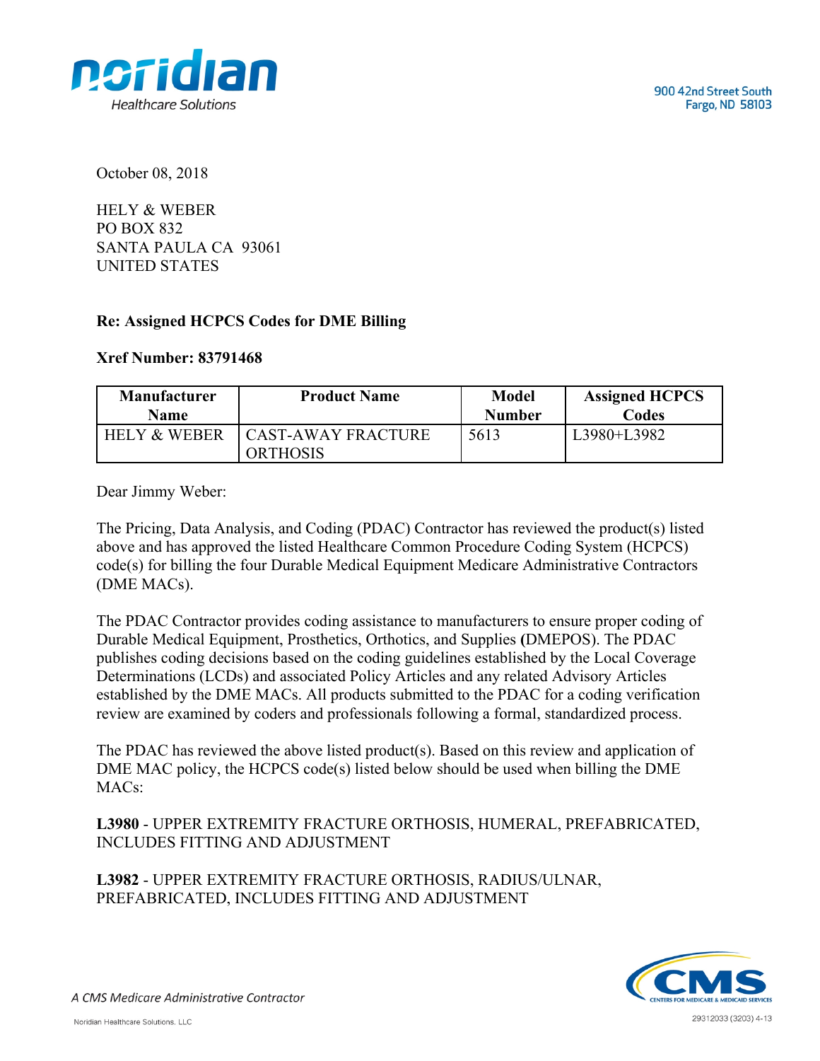900 42nd Street South
Fargo, ND 58103

October 08, 2018

HELY & WEBER
PO BOX 832
SANTA PAULA CA 93061
UNITED STATES

**Re: Assigned HCPCS Codes for DME Billing**

**Xref Number: 83791468**

| Manufacturer Name | Product Name | Model Number | Assigned HCPCS Codes |
|---|---|---|---|
| HELY & WEBER | CAST-AWAY FRACTURE ORTHOSIS | 5613 | L3980+L3982 |

Dear Jimmy Weber:

The Pricing, Data Analysis, and Coding (PDAC) Contractor has reviewed the product(s) listed above and has approved the listed Healthcare Common Procedure Coding System (HCPCS) code(s) for billing the four Durable Medical Equipment Medicare Administrative Contractors (DME MACs).

The PDAC Contractor provides coding assistance to manufacturers to ensure proper coding of Durable Medical Equipment, Prosthetics, Orthotics, and Supplies **(**DMEPOS). The PDAC publishes coding decisions based on the coding guidelines established by the Local Coverage Determinations (LCDs) and associated Policy Articles and any related Advisory Articles established by the DME MACs. All products submitted to the PDAC for a coding verification review are examined by coders and professionals following a formal, standardized process.

The PDAC has reviewed the above listed product(s). Based on this review and application of DME MAC policy, the HCPCS code(s) listed below should be used when billing the DME MACs:

**L3980** - UPPER EXTREMITY FRACTURE ORTHOSIS, HUMERAL, PREFABRICATED, INCLUDES FITTING AND ADJUSTMENT

**L3982** - UPPER EXTREMITY FRACTURE ORTHOSIS, RADIUS/ULNAR, PREFABRICATED, INCLUDES FITTING AND ADJUSTMENT

*A CMS Medicare Administrative Contractor*

Noridian Healthcare Solutions, LLC

29312033 (3203) 4-13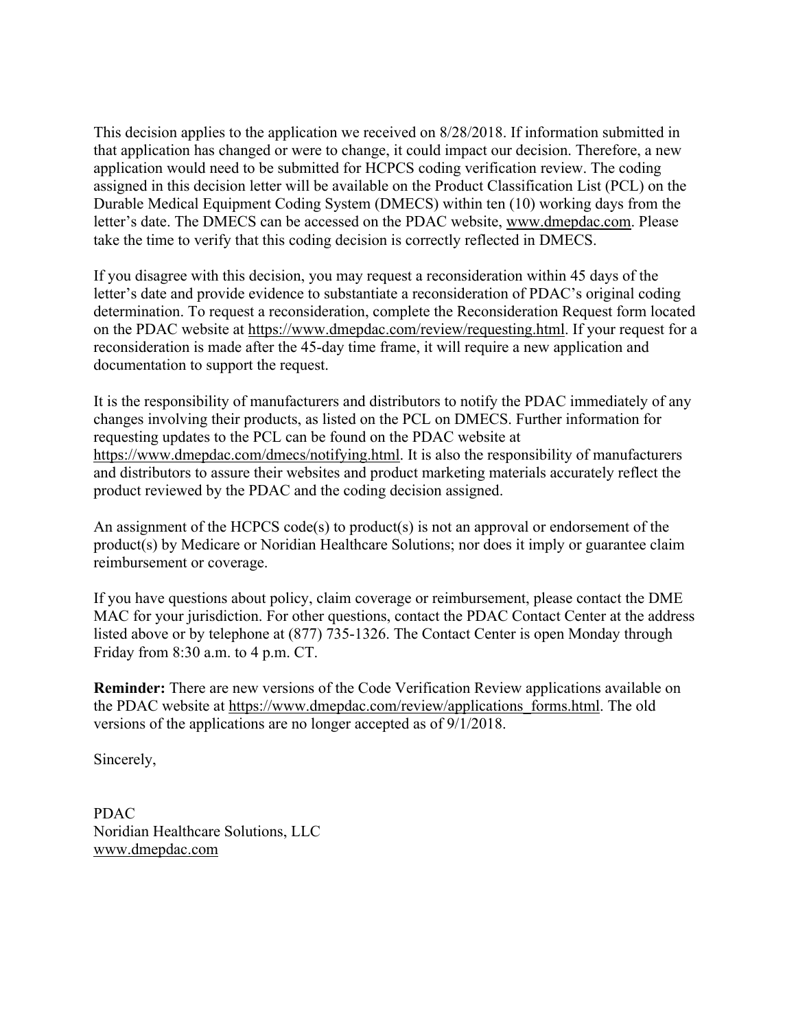This decision applies to the application we received on 8/28/2018. If information submitted in that application has changed or were to change, it could impact our decision. Therefore, a new application would need to be submitted for HCPCS coding verification review. The coding assigned in this decision letter will be available on the Product Classification List (PCL) on the Durable Medical Equipment Coding System (DMECS) within ten (10) working days from the letter's date. The DMECS can be accessed on the PDAC website, www.dmepdac.com. Please take the time to verify that this coding decision is correctly reflected in DMECS.

If you disagree with this decision, you may request a reconsideration within 45 days of the letter's date and provide evidence to substantiate a reconsideration of PDAC's original coding determination. To request a reconsideration, complete the Reconsideration Request form located on the PDAC website at https://www.dmepdac.com/review/requesting.html. If your request for a reconsideration is made after the 45-day time frame, it will require a new application and documentation to support the request.

It is the responsibility of manufacturers and distributors to notify the PDAC immediately of any changes involving their products, as listed on the PCL on DMECS. Further information for requesting updates to the PCL can be found on the PDAC website at https://www.dmepdac.com/dmecs/notifying.html. It is also the responsibility of manufacturers and distributors to assure their websites and product marketing materials accurately reflect the product reviewed by the PDAC and the coding decision assigned.

An assignment of the HCPCS code(s) to product(s) is not an approval or endorsement of the product(s) by Medicare or Noridian Healthcare Solutions; nor does it imply or guarantee claim reimbursement or coverage.

If you have questions about policy, claim coverage or reimbursement, please contact the DME MAC for your jurisdiction. For other questions, contact the PDAC Contact Center at the address listed above or by telephone at (877) 735-1326. The Contact Center is open Monday through Friday from 8:30 a.m. to 4 p.m. CT.

**Reminder:** There are new versions of the Code Verification Review applications available on the PDAC website at https://www.dmepdac.com/review/applications_forms.html. The old versions of the applications are no longer accepted as of 9/1/2018.

Sincerely,

PDAC
Noridian Healthcare Solutions, LLC
www.dmepdac.com